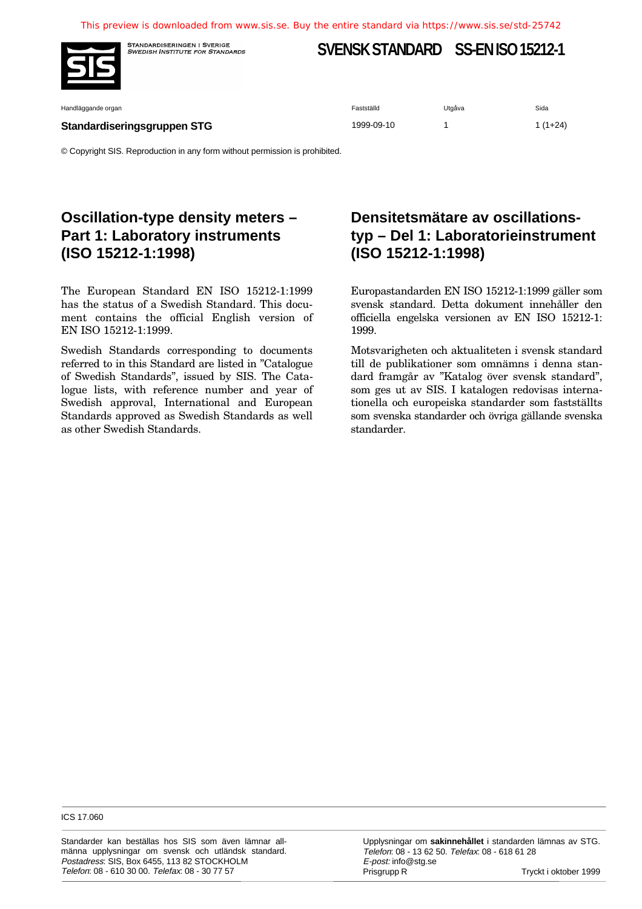This preview is downloaded from www.sis.se. Buy the entire standard via https://www.sis.se/std-25742

STANDARDISERINGEN I SVERIGE
SWEDISH INSTITUTE FOR STANDARDS

# SVENSK STANDARD SS-EN ISO 15212-1

| Handläggande organ | Fastställd | Utgåva | Sida |
|---|---|---|---|
| **Standardiseringsgruppen STG** | 1999-09-10 | 1 | 1 (1+24) |

© Copyright SIS. Reproduction in any form without permission is prohibited.

## Oscillation-type density meters – Part 1: Laboratory instruments (ISO 15212-1:1998)

## Densitetsmätare av oscillationstyp – Del 1: Laboratorieinstrument (ISO 15212-1:1998)

The European Standard EN ISO 15212-1:1999 has the status of a Swedish Standard. This document contains the official English version of EN ISO 15212-1:1999.

Swedish Standards corresponding to documents referred to in this Standard are listed in ”Catalogue of Swedish Standards”, issued by SIS. The Catalogue lists, with reference number and year of Swedish approval, International and European Standards approved as Swedish Standards as well as other Swedish Standards.

Europastandarden EN ISO 15212-1:1999 gäller som svensk standard. Detta dokument innehåller den officiella engelska versionen av EN ISO 15212-1: 1999.

Motsvarigheten och aktualiteten i svensk standard till de publikationer som omnämns i denna standard framgår av ”Katalog över svensk standard”, som ges ut av SIS. I katalogen redovisas internationella och europeiska standarder som fastställts som svenska standarder och övriga gällande svenska standarder.

ICS 17.060

Standarder kan beställas hos SIS som även lämnar allmänna upplysningar om svensk och utländsk standard.
*Postadress*: SIS, Box 6455, 113 82 STOCKHOLM
*Telefon*: 08 - 610 30 00. *Telefax*: 08 - 30 77 57

Upplysningar om **sakinnehållet** i standarden lämnas av STG.
*Telefon*: 08 - 13 62 50. *Telefax*: 08 - 618 61 28
*E-post:* info@stg.se
Prisgrupp R

Tryckt i oktober 1999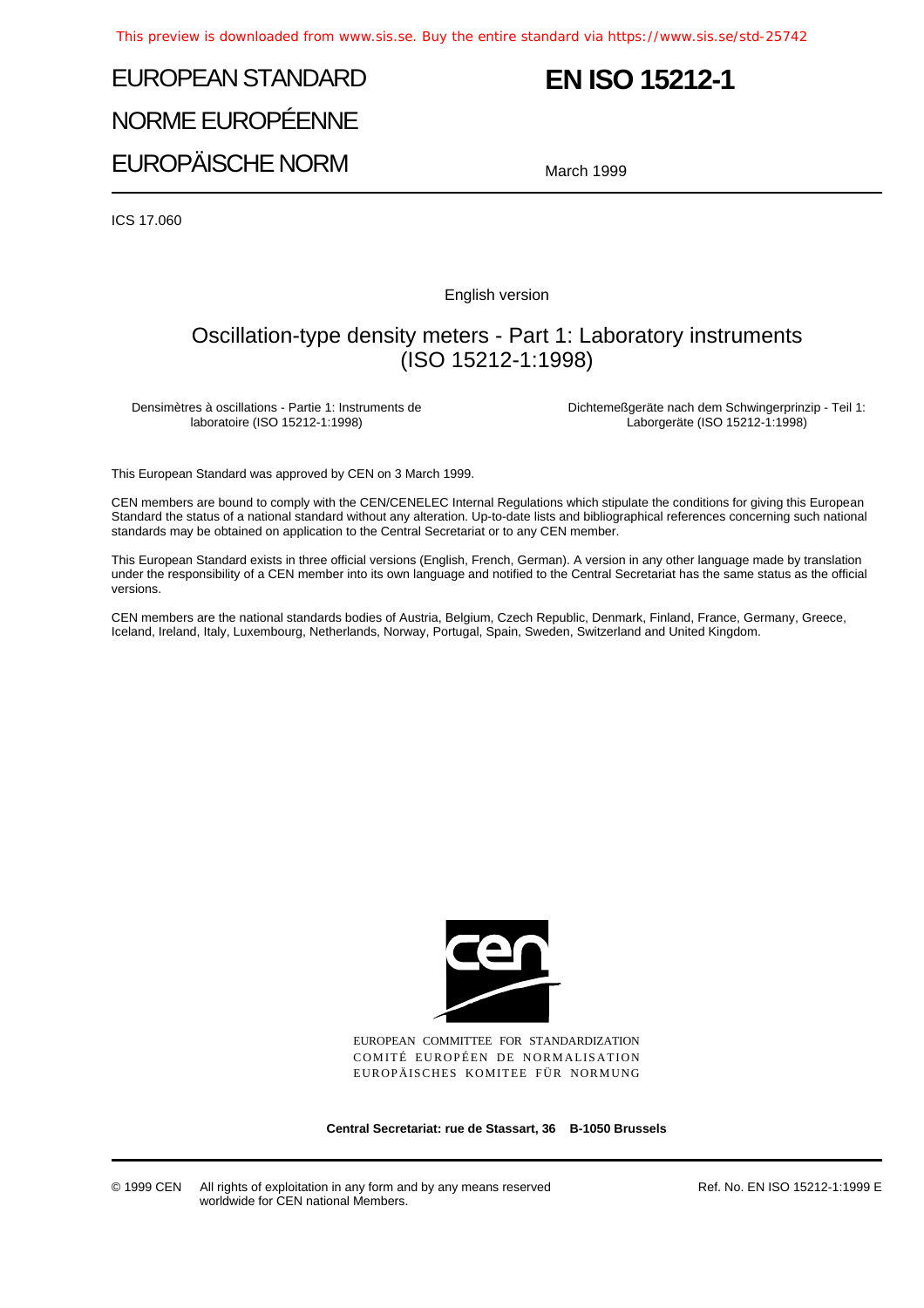# EUROPEAN STANDARD

# NORME EUROPÉENNE

# EUROPÄISCHE NORM

# EN ISO 15212-1

March 1999

ICS 17.060

English version

## Oscillation-type density meters - Part 1: Laboratory instruments (ISO 15212-1:1998)

Densimètres à oscillations - Partie 1: Instruments de laboratoire (ISO 15212-1:1998)

Dichtemeßgeräte nach dem Schwingerprinzip - Teil 1: Laborgeräte (ISO 15212-1:1998)

This European Standard was approved by CEN on 3 March 1999.

CEN members are bound to comply with the CEN/CENELEC Internal Regulations which stipulate the conditions for giving this European Standard the status of a national standard without any alteration. Up-to-date lists and bibliographical references concerning such national standards may be obtained on application to the Central Secretariat or to any CEN member.

This European Standard exists in three official versions (English, French, German). A version in any other language made by translation under the responsibility of a CEN member into its own language and notified to the Central Secretariat has the same status as the official versions.

CEN members are the national standards bodies of Austria, Belgium, Czech Republic, Denmark, Finland, France, Germany, Greece, Iceland, Ireland, Italy, Luxembourg, Netherlands, Norway, Portugal, Spain, Sweden, Switzerland and United Kingdom.

EUROPEAN COMMITTEE FOR STANDARDIZATION
COMITÉ EUROPÉEN DE NORMALISATION
EUROPÄISCHES KOMITEE FÜR NORMUNG

**Central Secretariat: rue de Stassart, 36 B-1050 Brussels**

© 1999 CEN All rights of exploitation in any form and by any means reserved worldwide for CEN national Members.

Ref. No. EN ISO 15212-1:1999 E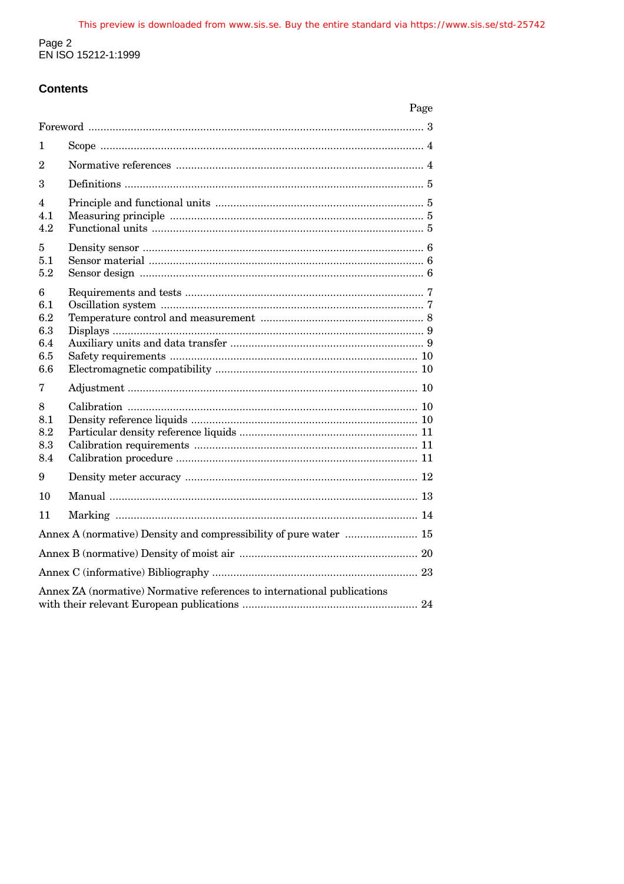## Contents

| | | Page |
|---|---|---|
| Foreword | | 3 |
| 1 | Scope | 4 |
| 2 | Normative references | 4 |
| 3 | Definitions | 5 |
| 4 | Principle and functional units | 5 |
| 4.1 | Measuring principle | 5 |
| 4.2 | Functional units | 5 |
| 5 | Density sensor | 6 |
| 5.1 | Sensor material | 6 |
| 5.2 | Sensor design | 6 |
| 6 | Requirements and tests | 7 |
| 6.1 | Oscillation system | 7 |
| 6.2 | Temperature control and measurement | 8 |
| 6.3 | Displays | 9 |
| 6.4 | Auxiliary units and data transfer | 9 |
| 6.5 | Safety requirements | 10 |
| 6.6 | Electromagnetic compatibility | 10 |
| 7 | Adjustment | 10 |
| 8 | Calibration | 10 |
| 8.1 | Density reference liquids | 10 |
| 8.2 | Particular density reference liquids | 11 |
| 8.3 | Calibration requirements | 11 |
| 8.4 | Calibration procedure | 11 |
| 9 | Density meter accuracy | 12 |
| 10 | Manual | 13 |
| 11 | Marking | 14 |
| Annex A (normative) Density and compressibility of pure water | | 15 |
| Annex B (normative) Density of moist air | | 20 |
| Annex C (informative) Bibliography | | 23 |
| Annex ZA (normative) Normative references to international publications with their relevant European publications | | 24 |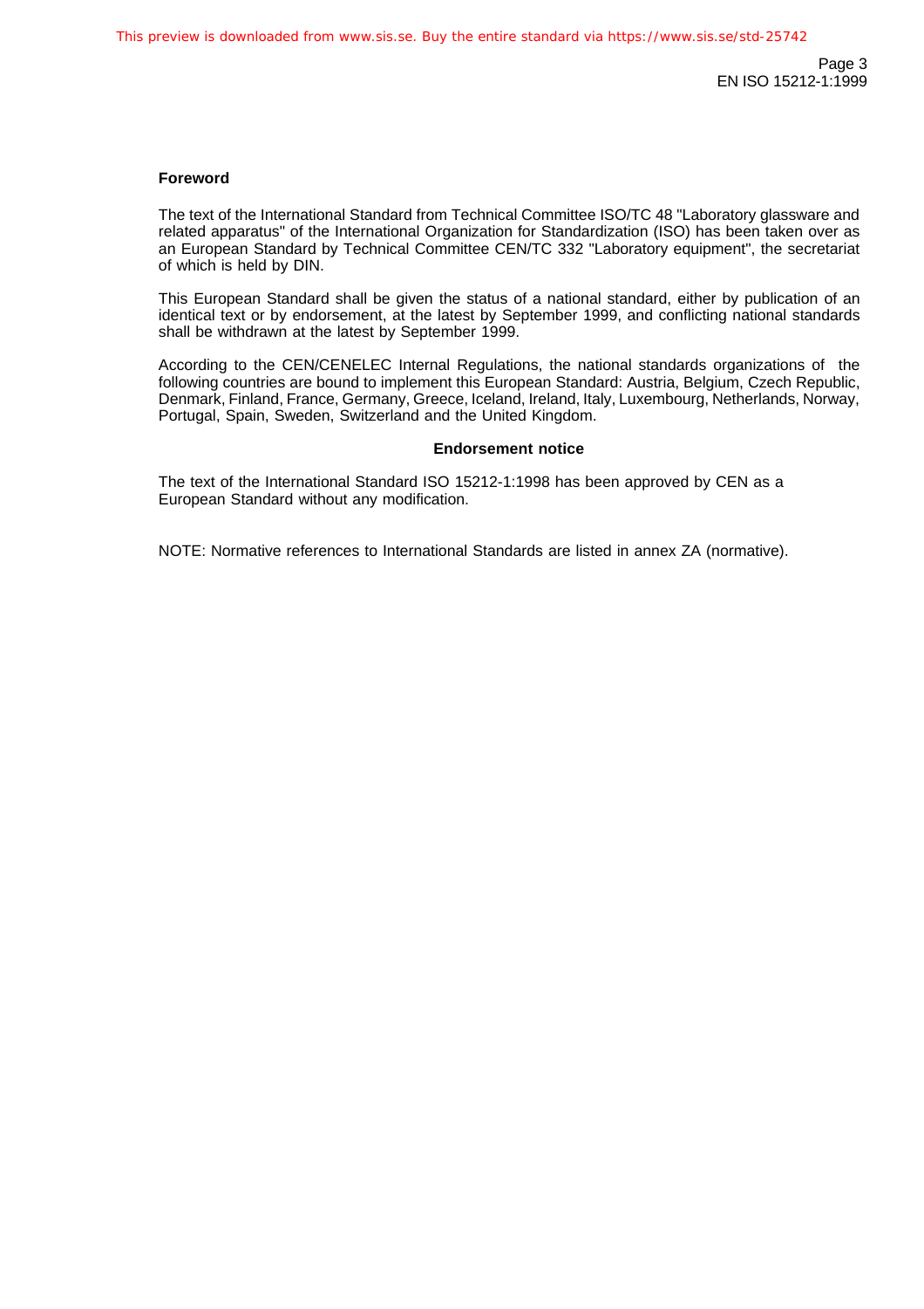## Foreword

The text of the International Standard from Technical Committee ISO/TC 48 "Laboratory glassware and related apparatus" of the International Organization for Standardization (ISO) has been taken over as an European Standard by Technical Committee CEN/TC 332 "Laboratory equipment", the secretariat of which is held by DIN.

This European Standard shall be given the status of a national standard, either by publication of an identical text or by endorsement, at the latest by September 1999, and conflicting national standards shall be withdrawn at the latest by September 1999.

According to the CEN/CENELEC Internal Regulations, the national standards organizations of the following countries are bound to implement this European Standard: Austria, Belgium, Czech Republic, Denmark, Finland, France, Germany, Greece, Iceland, Ireland, Italy, Luxembourg, Netherlands, Norway, Portugal, Spain, Sweden, Switzerland and the United Kingdom.

### Endorsement notice

The text of the International Standard ISO 15212-1:1998 has been approved by CEN as a European Standard without any modification.

NOTE: Normative references to International Standards are listed in annex ZA (normative).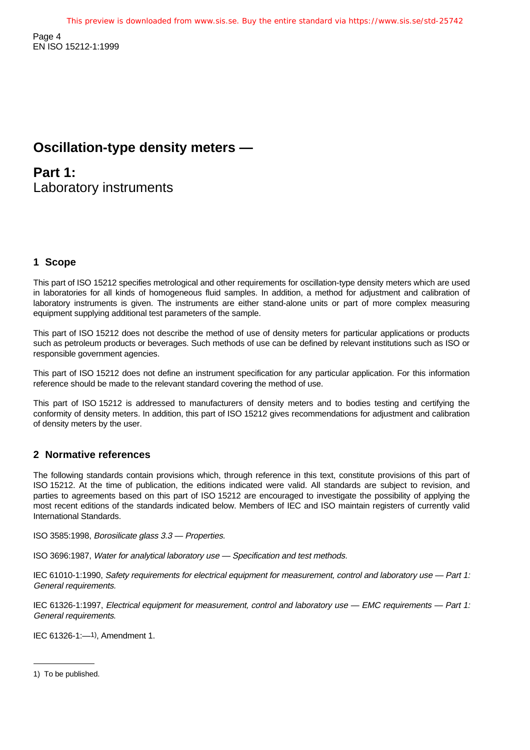# Oscillation-type density meters —

## Part 1:
Laboratory instruments

### 1 Scope

This part of ISO 15212 specifies metrological and other requirements for oscillation-type density meters which are used in laboratories for all kinds of homogeneous fluid samples. In addition, a method for adjustment and calibration of laboratory instruments is given. The instruments are either stand-alone units or part of more complex measuring equipment supplying additional test parameters of the sample.

This part of ISO 15212 does not describe the method of use of density meters for particular applications or products such as petroleum products or beverages. Such methods of use can be defined by relevant institutions such as ISO or responsible government agencies.

This part of ISO 15212 does not define an instrument specification for any particular application. For this information reference should be made to the relevant standard covering the method of use.

This part of ISO 15212 is addressed to manufacturers of density meters and to bodies testing and certifying the conformity of density meters. In addition, this part of ISO 15212 gives recommendations for adjustment and calibration of density meters by the user.

### 2 Normative references

The following standards contain provisions which, through reference in this text, constitute provisions of this part of ISO 15212. At the time of publication, the editions indicated were valid. All standards are subject to revision, and parties to agreements based on this part of ISO 15212 are encouraged to investigate the possibility of applying the most recent editions of the standards indicated below. Members of IEC and ISO maintain registers of currently valid International Standards.

ISO 3585:1998, *Borosilicate glass 3.3 — Properties.*

ISO 3696:1987, *Water for analytical laboratory use — Specification and test methods.*

IEC 61010-1:1990, *Safety requirements for electrical equipment for measurement, control and laboratory use — Part 1: General requirements.*

IEC 61326-1:1997, *Electrical equipment for measurement, control and laboratory use — EMC requirements — Part 1: General requirements.*

IEC 61326-1:—[1], Amendment 1.

---

1) To be published.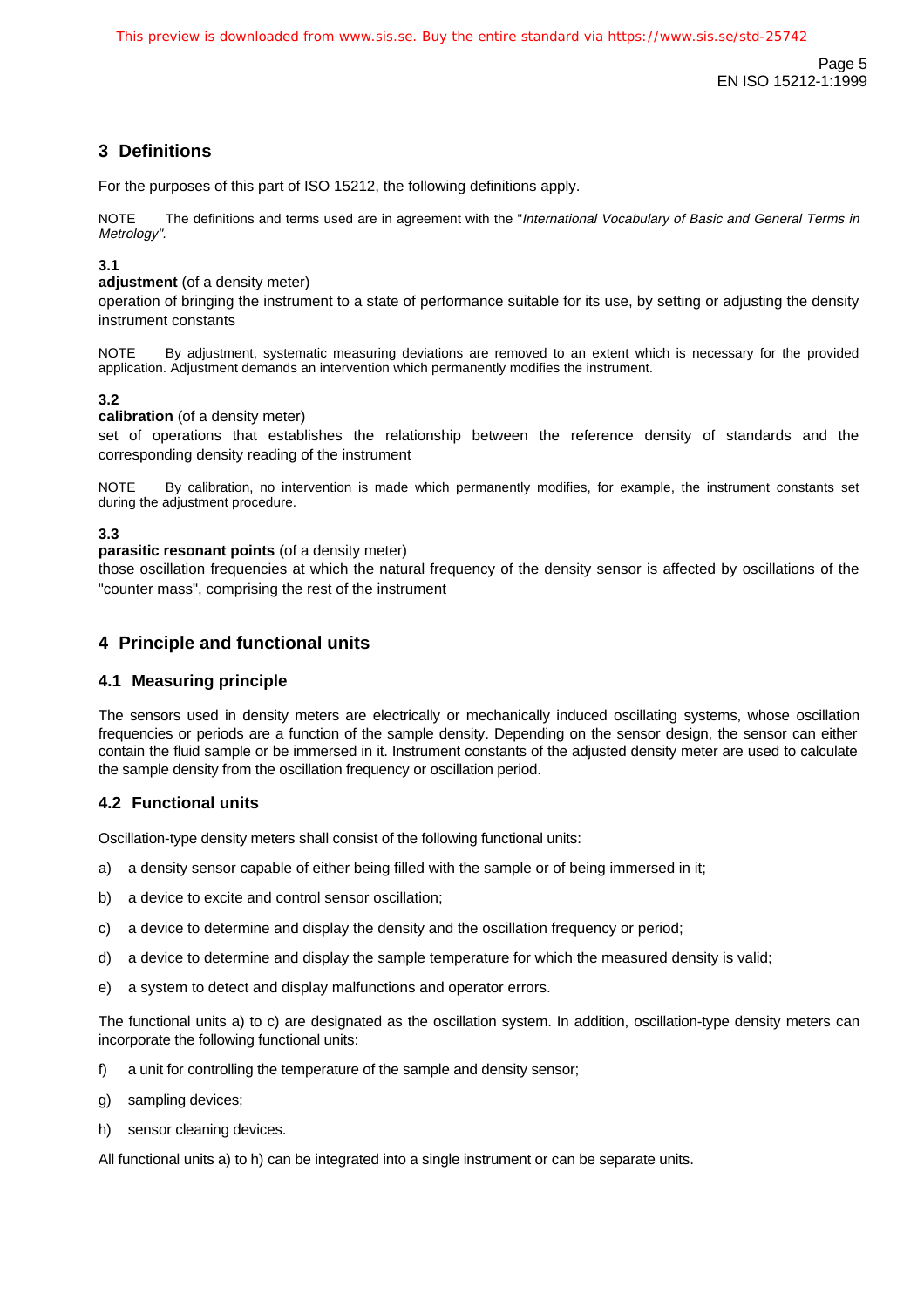## 3 Definitions

For the purposes of this part of ISO 15212, the following definitions apply.

NOTE The definitions and terms used are in agreement with the "*International Vocabulary of Basic and General Terms in Metrology".*

**3.1**

**adjustment** (of a density meter)

operation of bringing the instrument to a state of performance suitable for its use, by setting or adjusting the density instrument constants

NOTE By adjustment, systematic measuring deviations are removed to an extent which is necessary for the provided application. Adjustment demands an intervention which permanently modifies the instrument.

**3.2**

**calibration** (of a density meter)

set of operations that establishes the relationship between the reference density of standards and the corresponding density reading of the instrument

NOTE By calibration, no intervention is made which permanently modifies, for example, the instrument constants set during the adjustment procedure.

**3.3**

**parasitic resonant points** (of a density meter)

those oscillation frequencies at which the natural frequency of the density sensor is affected by oscillations of the "counter mass", comprising the rest of the instrument

## 4 Principle and functional units

### 4.1 Measuring principle

The sensors used in density meters are electrically or mechanically induced oscillating systems, whose oscillation frequencies or periods are a function of the sample density. Depending on the sensor design, the sensor can either contain the fluid sample or be immersed in it. Instrument constants of the adjusted density meter are used to calculate the sample density from the oscillation frequency or oscillation period.

### 4.2 Functional units

Oscillation-type density meters shall consist of the following functional units:

a) a density sensor capable of either being filled with the sample or of being immersed in it;

b) a device to excite and control sensor oscillation;

c) a device to determine and display the density and the oscillation frequency or period;

d) a device to determine and display the sample temperature for which the measured density is valid;

e) a system to detect and display malfunctions and operator errors.

The functional units a) to c) are designated as the oscillation system. In addition, oscillation-type density meters can incorporate the following functional units:

f) a unit for controlling the temperature of the sample and density sensor;

g) sampling devices;

h) sensor cleaning devices.

All functional units a) to h) can be integrated into a single instrument or can be separate units.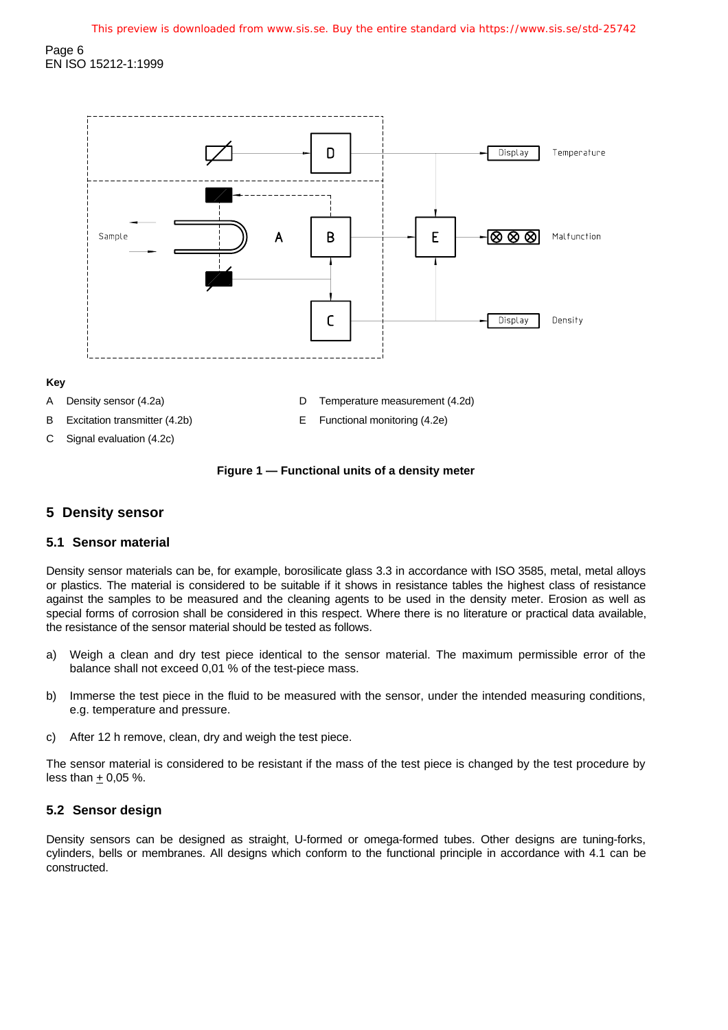**Key**

A Density sensor (4.2a)

B Excitation transmitter (4.2b)

C Signal evaluation (4.2c)

D Temperature measurement (4.2d)

E Functional monitoring (4.2e)

**Figure 1 — Functional units of a density meter**

## 5 Density sensor

### 5.1 Sensor material

Density sensor materials can be, for example, borosilicate glass 3.3 in accordance with ISO 3585, metal, metal alloys or plastics. The material is considered to be suitable if it shows in resistance tables the highest class of resistance against the samples to be measured and the cleaning agents to be used in the density meter. Erosion as well as special forms of corrosion shall be considered in this respect. Where there is no literature or practical data available, the resistance of the sensor material should be tested as follows.

a) Weigh a clean and dry test piece identical to the sensor material. The maximum permissible error of the balance shall not exceed 0,01 % of the test-piece mass.

b) Immerse the test piece in the fluid to be measured with the sensor, under the intended measuring conditions, e.g. temperature and pressure.

c) After 12 h remove, clean, dry and weigh the test piece.

The sensor material is considered to be resistant if the mass of the test piece is changed by the test procedure by less than ± 0,05 %.

### 5.2 Sensor design

Density sensors can be designed as straight, U-formed or omega-formed tubes. Other designs are tuning-forks, cylinders, bells or membranes. All designs which conform to the functional principle in accordance with 4.1 can be constructed.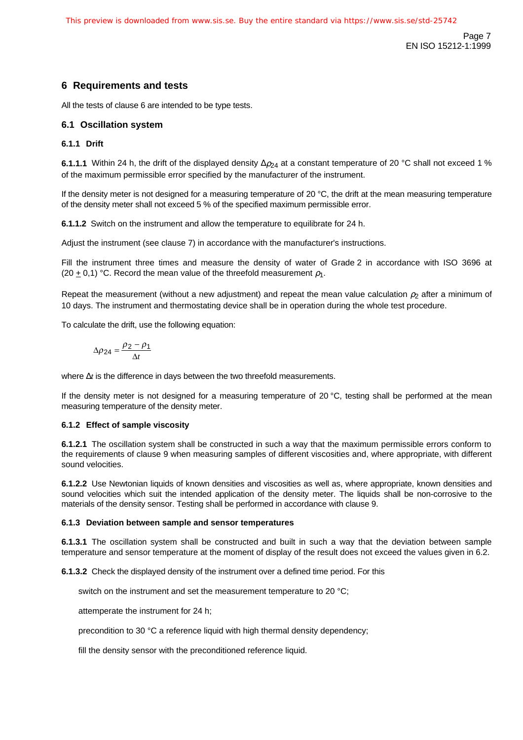## 6 Requirements and tests

All the tests of clause 6 are intended to be type tests.

### 6.1 Oscillation system

#### 6.1.1 Drift

**6.1.1.1** Within 24 h, the drift of the displayed density $\Delta\rho_{24}$ at a constant temperature of 20 °C shall not exceed 1 % of the maximum permissible error specified by the manufacturer of the instrument.

If the density meter is not designed for a measuring temperature of 20 °C, the drift at the mean measuring temperature of the density meter shall not exceed 5 % of the specified maximum permissible error.

**6.1.1.2** Switch on the instrument and allow the temperature to equilibrate for 24 h.

Adjust the instrument (see clause 7) in accordance with the manufacturer's instructions.

Fill the instrument three times and measure the density of water of Grade 2 in accordance with ISO 3696 at (20 $\pm$ 0,1) °C. Record the mean value of the threefold measurement $\rho_1$.

Repeat the measurement (without a new adjustment) and repeat the mean value calculation $\rho_2$ after a minimum of 10 days. The instrument and thermostating device shall be in operation during the whole test procedure.

To calculate the drift, use the following equation:

$$\Delta\rho_{24} = \frac{\rho_2 - \rho_1}{\Delta t}$$

where $\Delta t$ is the difference in days between the two threefold measurements.

If the density meter is not designed for a measuring temperature of 20 °C, testing shall be performed at the mean measuring temperature of the density meter.

#### 6.1.2 Effect of sample viscosity

**6.1.2.1** The oscillation system shall be constructed in such a way that the maximum permissible errors conform to the requirements of clause 9 when measuring samples of different viscosities and, where appropriate, with different sound velocities.

**6.1.2.2** Use Newtonian liquids of known densities and viscosities as well as, where appropriate, known densities and sound velocities which suit the intended application of the density meter. The liquids shall be non-corrosive to the materials of the density sensor. Testing shall be performed in accordance with clause 9.

#### 6.1.3 Deviation between sample and sensor temperatures

**6.1.3.1** The oscillation system shall be constructed and built in such a way that the deviation between sample temperature and sensor temperature at the moment of display of the result does not exceed the values given in 6.2.

**6.1.3.2** Check the displayed density of the instrument over a defined time period. For this

switch on the instrument and set the measurement temperature to 20 °C;

attemperate the instrument for 24 h;

precondition to 30 °C a reference liquid with high thermal density dependency;

fill the density sensor with the preconditioned reference liquid.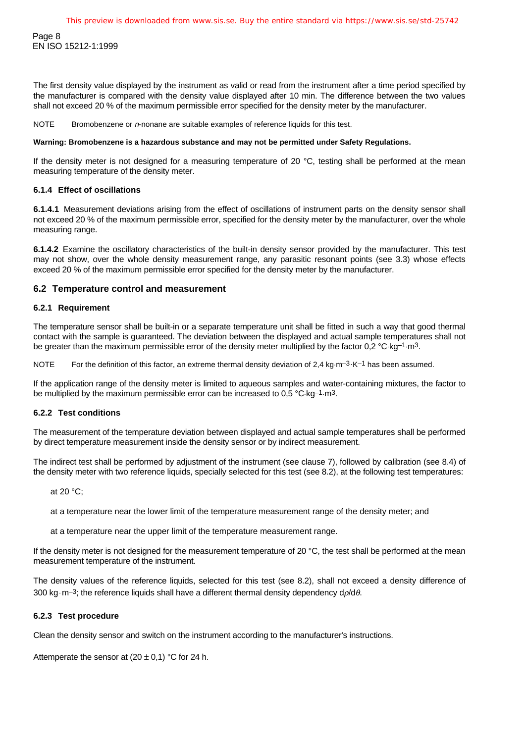The first density value displayed by the instrument as valid or read from the instrument after a time period specified by the manufacturer is compared with the density value displayed after 10 min. The difference between the two values shall not exceed 20 % of the maximum permissible error specified for the density meter by the manufacturer.

NOTE Bromobenzene or *n*-nonane are suitable examples of reference liquids for this test.

**Warning: Bromobenzene is a hazardous substance and may not be permitted under Safety Regulations.**

If the density meter is not designed for a measuring temperature of 20 °C, testing shall be performed at the mean measuring temperature of the density meter.

#### 6.1.4 Effect of oscillations

**6.1.4.1** Measurement deviations arising from the effect of oscillations of instrument parts on the density sensor shall not exceed 20 % of the maximum permissible error, specified for the density meter by the manufacturer, over the whole measuring range.

**6.1.4.2** Examine the oscillatory characteristics of the built-in density sensor provided by the manufacturer. This test may not show, over the whole density measurement range, any parasitic resonant points (see 3.3) whose effects exceed 20 % of the maximum permissible error specified for the density meter by the manufacturer.

### 6.2 Temperature control and measurement

#### 6.2.1 Requirement

The temperature sensor shall be built-in or a separate temperature unit shall be fitted in such a way that good thermal contact with the sample is guaranteed. The deviation between the displayed and actual sample temperatures shall not be greater than the maximum permissible error of the density meter multiplied by the factor 0,2 $°C \cdot kg^{-1} \cdot m^3$.

NOTE For the definition of this factor, an extreme thermal density deviation of 2,4 $kg \cdot m^{-3} \cdot K^{-1}$ has been assumed.

If the application range of the density meter is limited to aqueous samples and water-containing mixtures, the factor to be multiplied by the maximum permissible error can be increased to 0,5 $°C \cdot kg^{-1} \cdot m^3$.

#### 6.2.2 Test conditions

The measurement of the temperature deviation between displayed and actual sample temperatures shall be performed by direct temperature measurement inside the density sensor or by indirect measurement.

The indirect test shall be performed by adjustment of the instrument (see clause 7), followed by calibration (see 8.4) of the density meter with two reference liquids, specially selected for this test (see 8.2), at the following test temperatures:

at 20 °C;

at a temperature near the lower limit of the temperature measurement range of the density meter; and

at a temperature near the upper limit of the temperature measurement range.

If the density meter is not designed for the measurement temperature of 20 °C, the test shall be performed at the mean measurement temperature of the instrument.

The density values of the reference liquids, selected for this test (see 8.2), shall not exceed a density difference of 300 $kg \cdot m^{-3}$; the reference liquids shall have a different thermal density dependency $d\rho/d\theta$.

#### 6.2.3 Test procedure

Clean the density sensor and switch on the instrument according to the manufacturer's instructions.

Attemperate the sensor at (20 ± 0,1) °C for 24 h.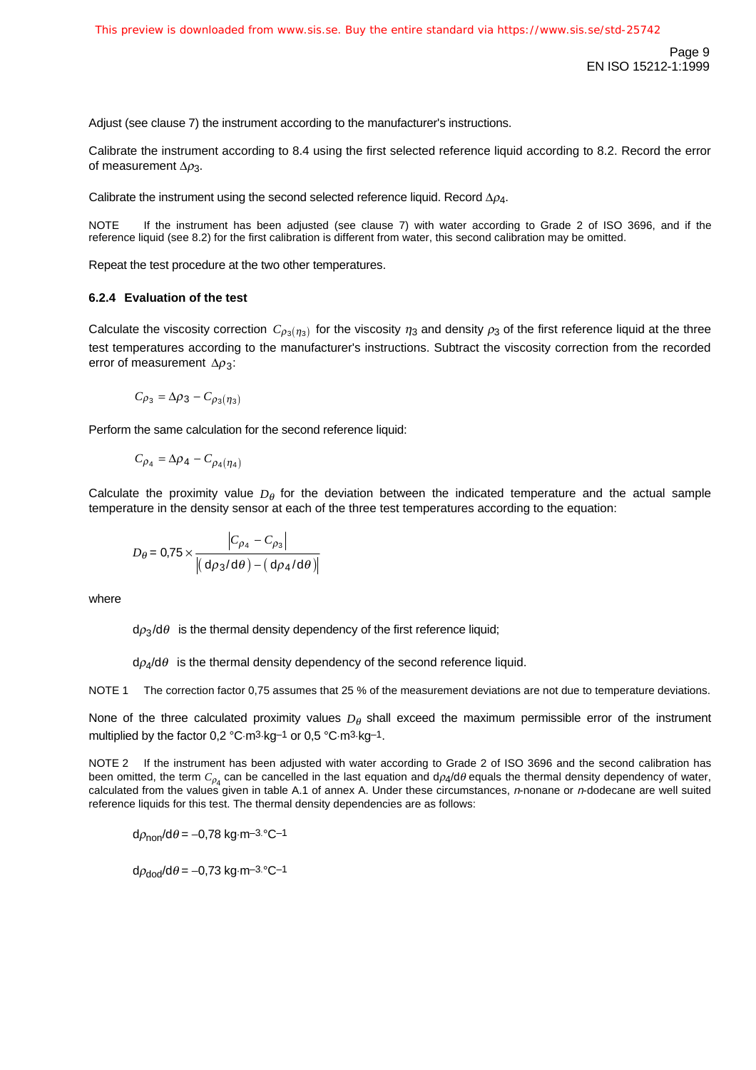Adjust (see clause 7) the instrument according to the manufacturer's instructions.

Calibrate the instrument according to 8.4 using the first selected reference liquid according to 8.2. Record the error of measurement $\Delta\rho_3$.

Calibrate the instrument using the second selected reference liquid. Record $\Delta\rho_4$.

NOTE If the instrument has been adjusted (see clause 7) with water according to Grade 2 of ISO 3696, and if the reference liquid (see 8.2) for the first calibration is different from water, this second calibration may be omitted.

Repeat the test procedure at the two other temperatures.

### 6.2.4 Evaluation of the test

Calculate the viscosity correction $C_{\rho 3(\eta_3)}$ for the viscosity $\eta_3$ and density $\rho_3$ of the first reference liquid at the three test temperatures according to the manufacturer's instructions. Subtract the viscosity correction from the recorded error of measurement $\Delta\rho_3$:

$$C_{\rho_3} = \Delta\rho_3 - C_{\rho 3(\eta_3)}$$

Perform the same calculation for the second reference liquid:

$$C_{\rho_4} = \Delta\rho_4 - C_{\rho 4(\eta_4)}$$

Calculate the proximity value $D_\theta$ for the deviation between the indicated temperature and the actual sample temperature in the density sensor at each of the three test temperatures according to the equation:

$$D_\theta = 0{,}75 \times \frac{\left| C_{\rho_4} - C_{\rho_3} \right|}{\left| (\mathrm{d}\rho_3/\mathrm{d}\theta) - (\mathrm{d}\rho_4/\mathrm{d}\theta) \right|}$$

where

$\mathrm{d}\rho_3/\mathrm{d}\theta$ is the thermal density dependency of the first reference liquid;

$\mathrm{d}\rho_4/\mathrm{d}\theta$ is the thermal density dependency of the second reference liquid.

NOTE 1 The correction factor 0,75 assumes that 25 % of the measurement deviations are not due to temperature deviations.

None of the three calculated proximity values $D_\theta$ shall exceed the maximum permissible error of the instrument multiplied by the factor 0,2 °C·m$^3$·kg$^{-1}$ or 0,5 °C·m$^3$·kg$^{-1}$.

NOTE 2 If the instrument has been adjusted with water according to Grade 2 of ISO 3696 and the second calibration has been omitted, the term $C_{\rho_4}$ can be cancelled in the last equation and $\mathrm{d}\rho_4/\mathrm{d}\theta$ equals the thermal density dependency of water, calculated from the values given in table A.1 of annex A. Under these circumstances, *n*-nonane or *n*-dodecane are well suited reference liquids for this test. The thermal density dependencies are as follows:

$\mathrm{d}\rho_{non}/\mathrm{d}\theta = -0{,}78$ kg·m$^{-3}$·°C$^{-1}$

$\mathrm{d}\rho_{dod}/\mathrm{d}\theta = -0{,}73$ kg·m$^{-3}$·°C$^{-1}$